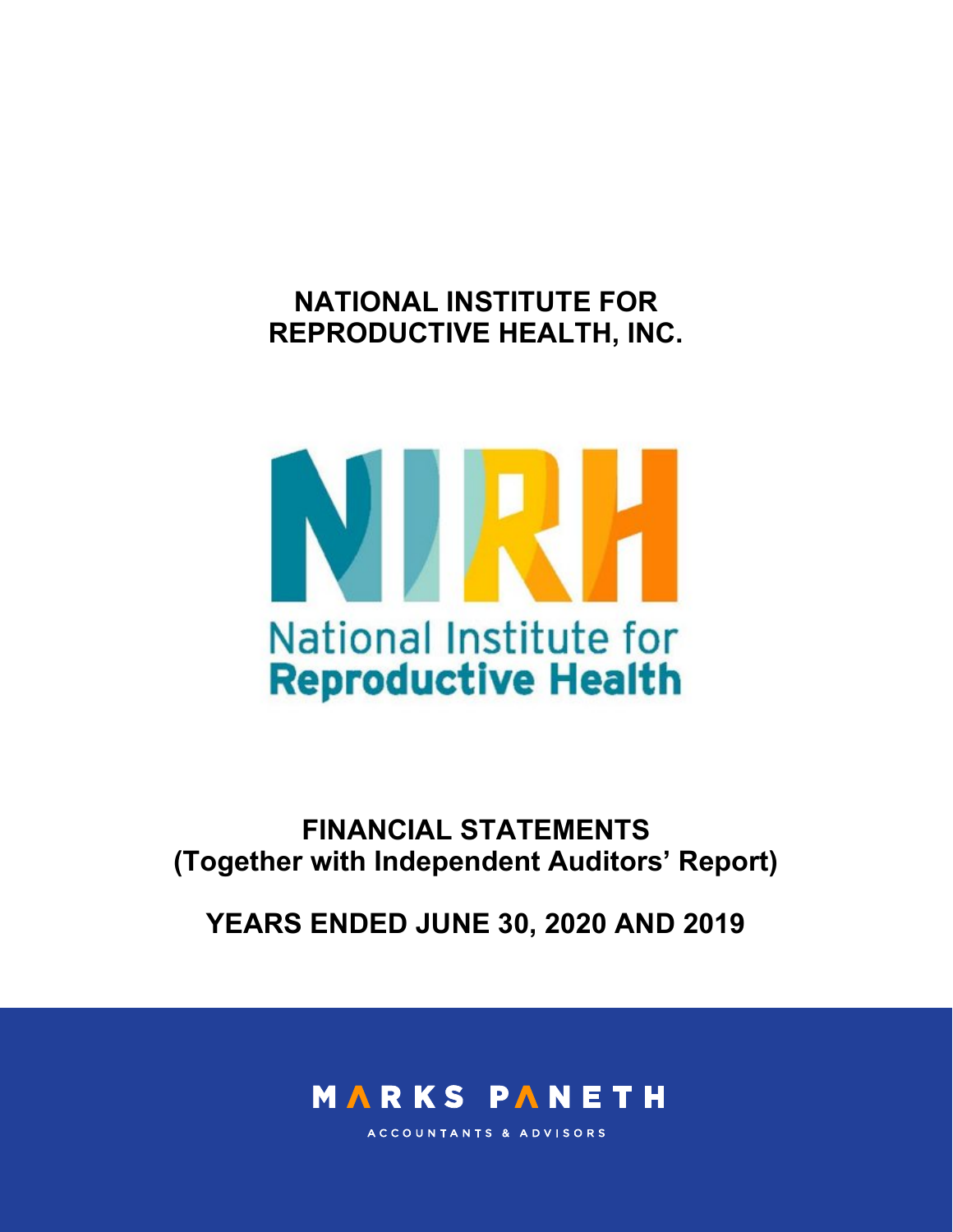# NATIONAL INSTITUTE FOR REPRODUCTIVE HEALTH, INC.

NIRH

National Institute for **Reproductive Health**

## FINANCIAL STATEMENTS
## (Together with Independent Auditors' Report)

## YEARS ENDED JUNE 30, 2020 AND 2019

MARKS PANETH

ACCOUNTANTS & ADVISORS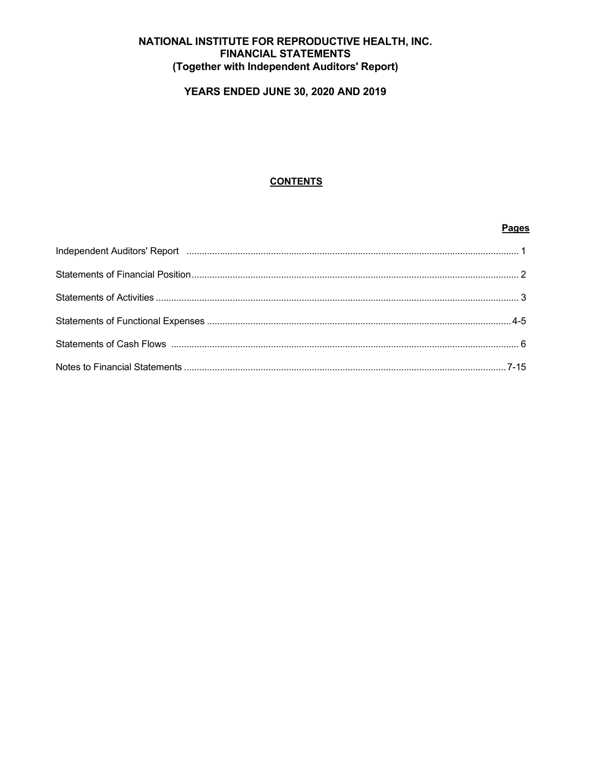# NATIONAL INSTITUTE FOR REPRODUCTIVE HEALTH, INC.
## FINANCIAL STATEMENTS
### (Together with Independent Auditors' Report)

### YEARS ENDED JUNE 30, 2020 AND 2019

**CONTENTS**

| | **Pages** |
|---|---|
| Independent Auditors' Report | 1 |
| Statements of Financial Position | 2 |
| Statements of Activities | 3 |
| Statements of Functional Expenses | 4-5 |
| Statements of Cash Flows | 6 |
| Notes to Financial Statements | 7-15 |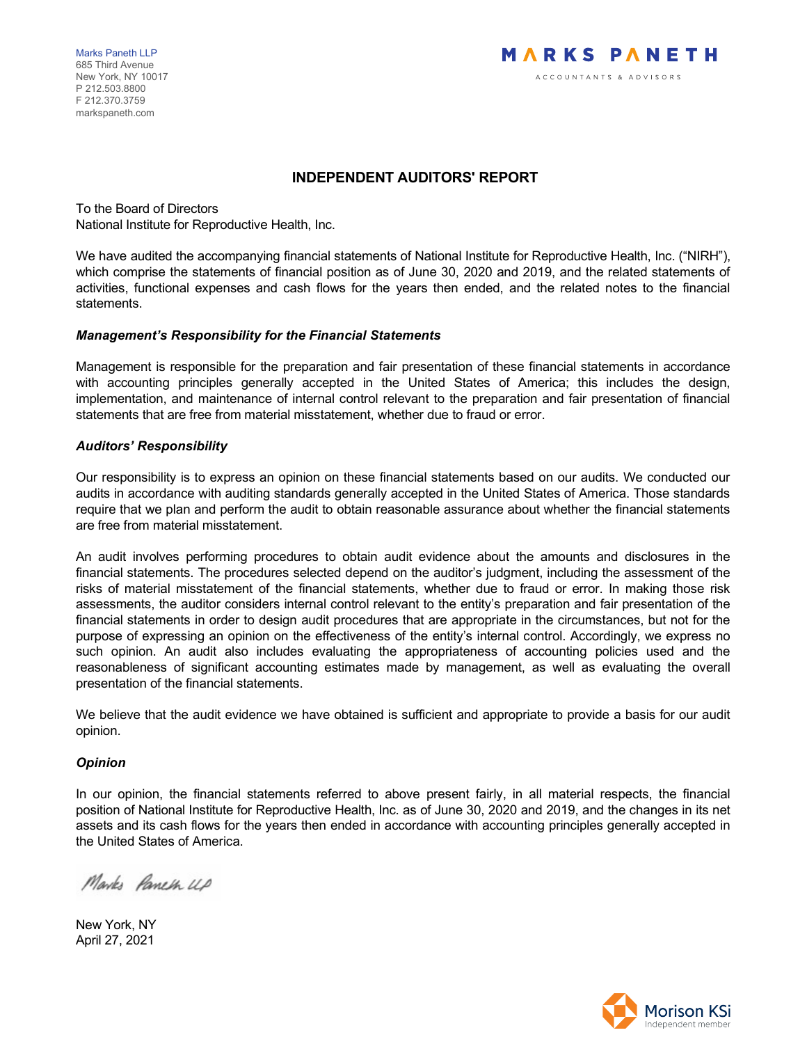Marks Paneth LLP
685 Third Avenue
New York, NY 10017
P 212.503.8800
F 212.370.3759
markspaneth.com

MARKS PANETH
ACCOUNTANTS & ADVISORS

# INDEPENDENT AUDITORS' REPORT

To the Board of Directors
National Institute for Reproductive Health, Inc.

We have audited the accompanying financial statements of National Institute for Reproductive Health, Inc. ("NIRH"), which comprise the statements of financial position as of June 30, 2020 and 2019, and the related statements of activities, functional expenses and cash flows for the years then ended, and the related notes to the financial statements.

### *Management's Responsibility for the Financial Statements*

Management is responsible for the preparation and fair presentation of these financial statements in accordance with accounting principles generally accepted in the United States of America; this includes the design, implementation, and maintenance of internal control relevant to the preparation and fair presentation of financial statements that are free from material misstatement, whether due to fraud or error.

### *Auditors' Responsibility*

Our responsibility is to express an opinion on these financial statements based on our audits. We conducted our audits in accordance with auditing standards generally accepted in the United States of America. Those standards require that we plan and perform the audit to obtain reasonable assurance about whether the financial statements are free from material misstatement.

An audit involves performing procedures to obtain audit evidence about the amounts and disclosures in the financial statements. The procedures selected depend on the auditor's judgment, including the assessment of the risks of material misstatement of the financial statements, whether due to fraud or error. In making those risk assessments, the auditor considers internal control relevant to the entity's preparation and fair presentation of the financial statements in order to design audit procedures that are appropriate in the circumstances, but not for the purpose of expressing an opinion on the effectiveness of the entity's internal control. Accordingly, we express no such opinion. An audit also includes evaluating the appropriateness of accounting policies used and the reasonableness of significant accounting estimates made by management, as well as evaluating the overall presentation of the financial statements.

We believe that the audit evidence we have obtained is sufficient and appropriate to provide a basis for our audit opinion.

### *Opinion*

In our opinion, the financial statements referred to above present fairly, in all material respects, the financial position of National Institute for Reproductive Health, Inc. as of June 30, 2020 and 2019, and the changes in its net assets and its cash flows for the years then ended in accordance with accounting principles generally accepted in the United States of America.

Marks Paneth LLP

New York, NY
April 27, 2021

Morison KSi
Independent member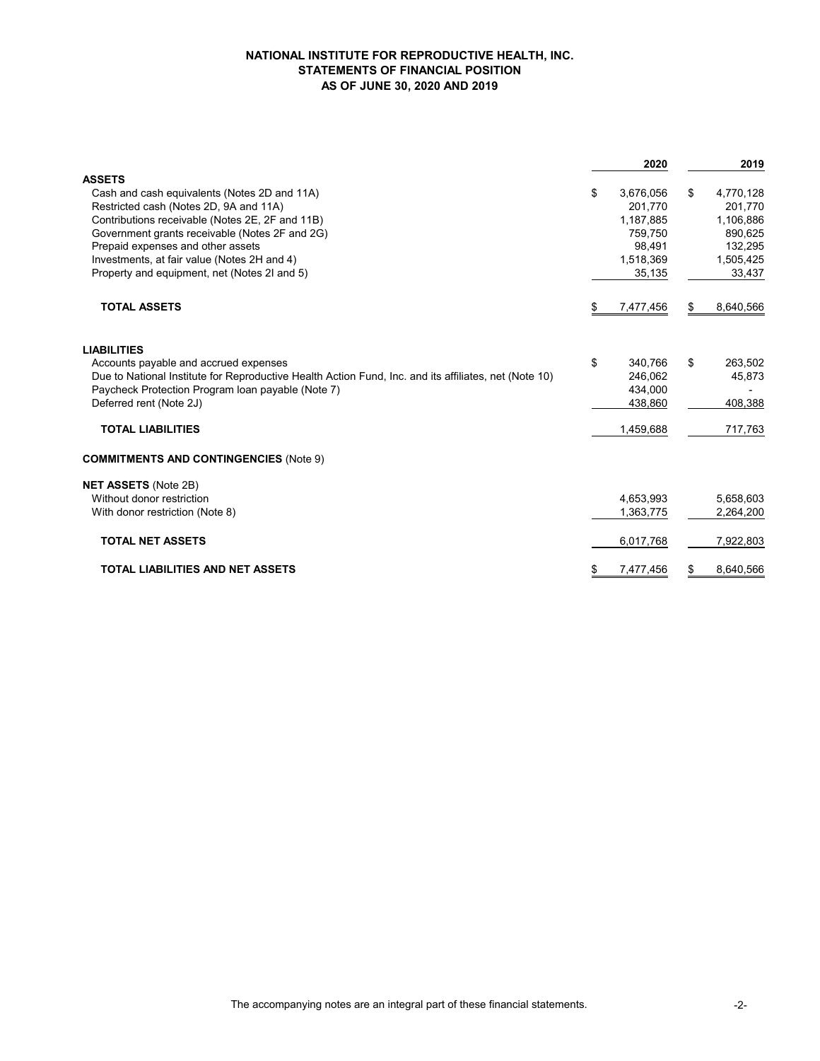# NATIONAL INSTITUTE FOR REPRODUCTIVE HEALTH, INC.
## STATEMENTS OF FINANCIAL POSITION
### AS OF JUNE 30, 2020 AND 2019

| | 2020 | 2019 |
|---|---|---|
| **ASSETS** | | |
| Cash and cash equivalents (Notes 2D and 11A) | $ 3,676,056 | $ 4,770,128 |
| Restricted cash (Notes 2D, 9A and 11A) | 201,770 | 201,770 |
| Contributions receivable (Notes 2E, 2F and 11B) | 1,187,885 | 1,106,886 |
| Government grants receivable (Notes 2F and 2G) | 759,750 | 890,625 |
| Prepaid expenses and other assets | 98,491 | 132,295 |
| Investments, at fair value (Notes 2H and 4) | 1,518,369 | 1,505,425 |
| Property and equipment, net (Notes 2I and 5) | 35,135 | 33,437 |
| **TOTAL ASSETS** | $ 7,477,456 | $ 8,640,566 |
| **LIABILITIES** | | |
| Accounts payable and accrued expenses | $ 340,766 | $ 263,502 |
| Due to National Institute for Reproductive Health Action Fund, Inc. and its affiliates, net (Note 10) | 246,062 | 45,873 |
| Paycheck Protection Program loan payable (Note 7) | 434,000 | - |
| Deferred rent (Note 2J) | 438,860 | 408,388 |
| **TOTAL LIABILITIES** | 1,459,688 | 717,763 |
| **COMMITMENTS AND CONTINGENCIES** (Note 9) | | |
| **NET ASSETS** (Note 2B) | | |
| Without donor restriction | 4,653,993 | 5,658,603 |
| With donor restriction (Note 8) | 1,363,775 | 2,264,200 |
| **TOTAL NET ASSETS** | 6,017,768 | 7,922,803 |
| **TOTAL LIABILITIES AND NET ASSETS** | $ 7,477,456 | $ 8,640,566 |

The accompanying notes are an integral part of these financial statements.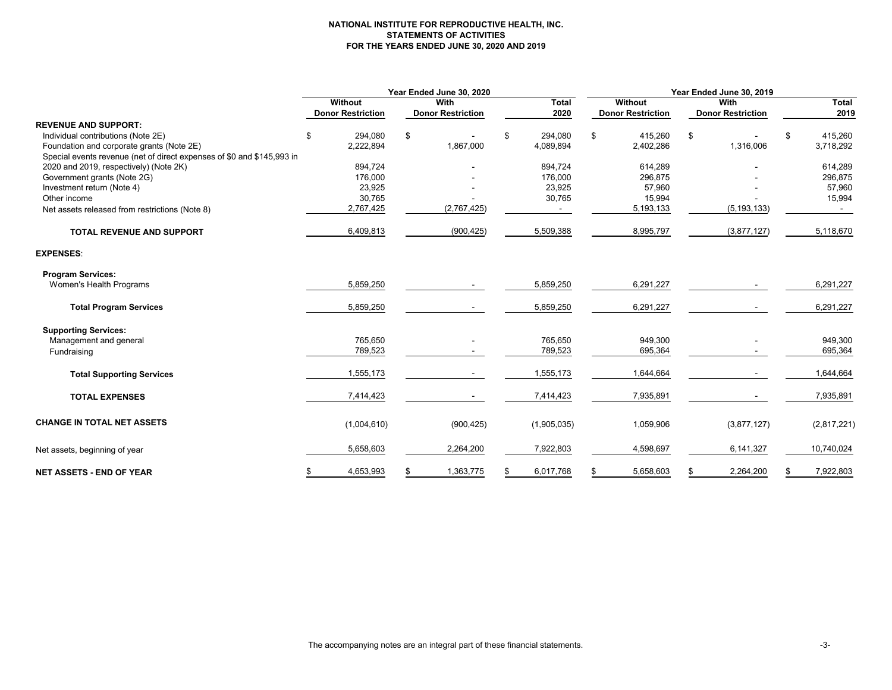**NATIONAL INSTITUTE FOR REPRODUCTIVE HEALTH, INC.**
**STATEMENTS OF ACTIVITIES**
**FOR THE YEARS ENDED JUNE 30, 2020 AND 2019**

| | Year Ended June 30, 2020 | | | Year Ended June 30, 2019 | | |
|---|---|---|---|---|---|---|
| | **Without Donor Restriction** | **With Donor Restriction** | **Total 2020** | **Without Donor Restriction** | **With Donor Restriction** | **Total 2019** |
| **REVENUE AND SUPPORT:** | | | | | | |
| Individual contributions (Note 2E) | $ 294,080 | $ - | $ 294,080 | $ 415,260 | $ - | $ 415,260 |
| Foundation and corporate grants (Note 2E) | 2,222,894 | 1,867,000 | 4,089,894 | 2,402,286 | 1,316,006 | 3,718,292 |
| Special events revenue (net of direct expenses of $0 and $145,993 in 2020 and 2019, respectively) (Note 2K) | 894,724 | - | 894,724 | 614,289 | - | 614,289 |
| Government grants (Note 2G) | 176,000 | - | 176,000 | 296,875 | - | 296,875 |
| Investment return (Note 4) | 23,925 | - | 23,925 | 57,960 | - | 57,960 |
| Other income | 30,765 | - | 30,765 | 15,994 | - | 15,994 |
| Net assets released from restrictions (Note 8) | 2,767,425 | (2,767,425) | - | 5,193,133 | (5,193,133) | - |
| **TOTAL REVENUE AND SUPPORT** | 6,409,813 | (900,425) | 5,509,388 | 8,995,797 | (3,877,127) | 5,118,670 |
| **EXPENSES**: | | | | | | |
| **Program Services:** | | | | | | |
| Women's Health Programs | 5,859,250 | - | 5,859,250 | 6,291,227 | - | 6,291,227 |
| **Total Program Services** | 5,859,250 | - | 5,859,250 | 6,291,227 | - | 6,291,227 |
| **Supporting Services:** | | | | | | |
| Management and general | 765,650 | - | 765,650 | 949,300 | - | 949,300 |
| Fundraising | 789,523 | - | 789,523 | 695,364 | - | 695,364 |
| **Total Supporting Services** | 1,555,173 | - | 1,555,173 | 1,644,664 | - | 1,644,664 |
| **TOTAL EXPENSES** | 7,414,423 | - | 7,414,423 | 7,935,891 | - | 7,935,891 |
| **CHANGE IN TOTAL NET ASSETS** | (1,004,610) | (900,425) | (1,905,035) | 1,059,906 | (3,877,127) | (2,817,221) |
| Net assets, beginning of year | 5,658,603 | 2,264,200 | 7,922,803 | 4,598,697 | 6,141,327 | 10,740,024 |
| **NET ASSETS - END OF YEAR** | $ 4,653,993 | $ 1,363,775 | $ 6,017,768 | $ 5,658,603 | $ 2,264,200 | $ 7,922,803 |

The accompanying notes are an integral part of these financial statements.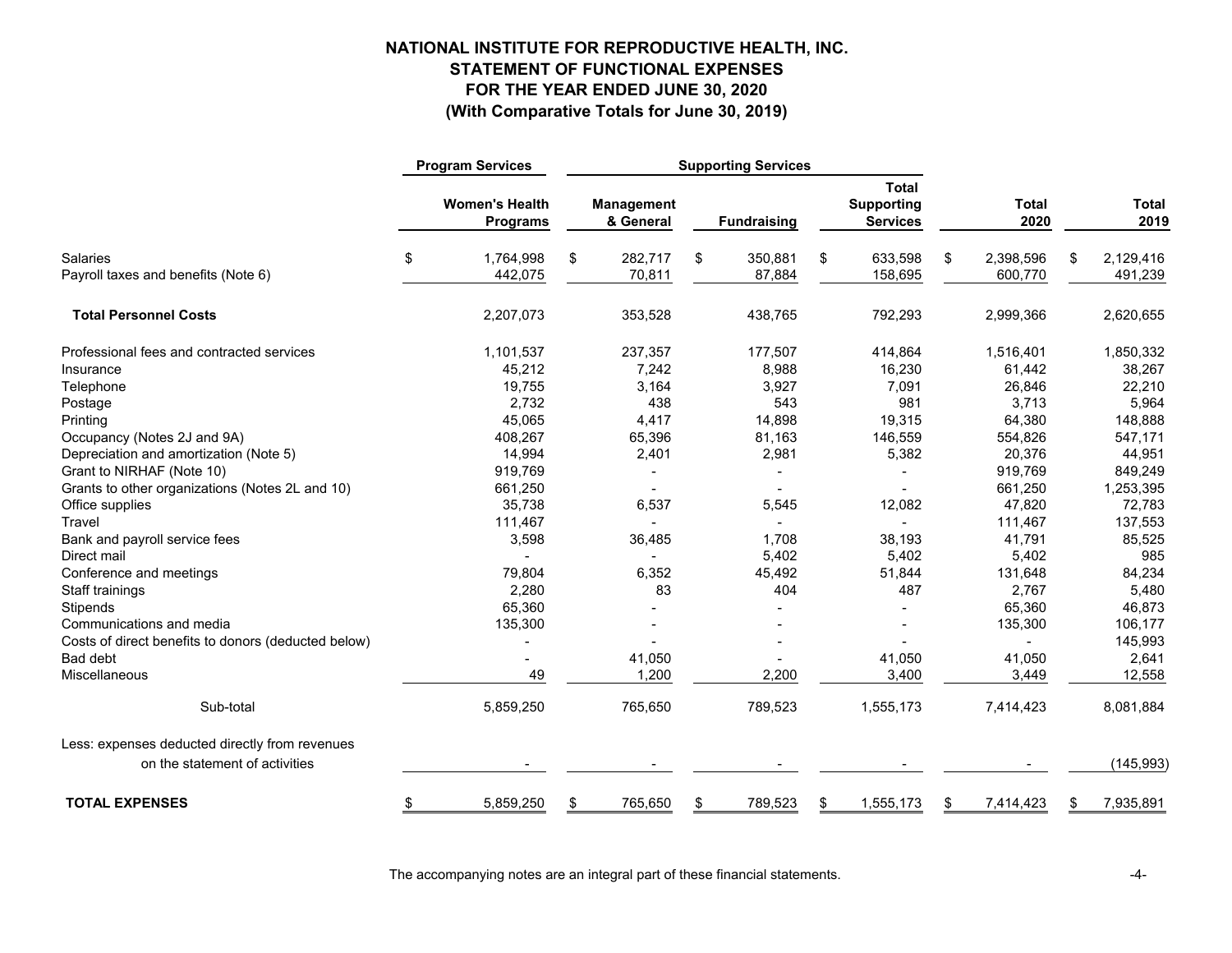# NATIONAL INSTITUTE FOR REPRODUCTIVE HEALTH, INC.
## STATEMENT OF FUNCTIONAL EXPENSES
## FOR THE YEAR ENDED JUNE 30, 2020
## (With Comparative Totals for June 30, 2019)

| | Program Services | Supporting Services | | | | |
|---|---|---|---|---|---|---|
| | Women's Health Programs | Management & General | Fundraising | Total Supporting Services | Total 2020 | Total 2019 |
| Salaries | $ 1,764,998 | $ 282,717 | $ 350,881 | $ 633,598 | $ 2,398,596 | $ 2,129,416 |
| Payroll taxes and benefits (Note 6) | 442,075 | 70,811 | 87,884 | 158,695 | 600,770 | 491,239 |
| **Total Personnel Costs** | 2,207,073 | 353,528 | 438,765 | 792,293 | 2,999,366 | 2,620,655 |
| Professional fees and contracted services | 1,101,537 | 237,357 | 177,507 | 414,864 | 1,516,401 | 1,850,332 |
| Insurance | 45,212 | 7,242 | 8,988 | 16,230 | 61,442 | 38,267 |
| Telephone | 19,755 | 3,164 | 3,927 | 7,091 | 26,846 | 22,210 |
| Postage | 2,732 | 438 | 543 | 981 | 3,713 | 5,964 |
| Printing | 45,065 | 4,417 | 14,898 | 19,315 | 64,380 | 148,888 |
| Occupancy (Notes 2J and 9A) | 408,267 | 65,396 | 81,163 | 146,559 | 554,826 | 547,171 |
| Depreciation and amortization (Note 5) | 14,994 | 2,401 | 2,981 | 5,382 | 20,376 | 44,951 |
| Grant to NIRHAF (Note 10) | 919,769 | - | - | - | 919,769 | 849,249 |
| Grants to other organizations (Notes 2L and 10) | 661,250 | - | - | - | 661,250 | 1,253,395 |
| Office supplies | 35,738 | 6,537 | 5,545 | 12,082 | 47,820 | 72,783 |
| Travel | 111,467 | - | - | - | 111,467 | 137,553 |
| Bank and payroll service fees | 3,598 | 36,485 | 1,708 | 38,193 | 41,791 | 85,525 |
| Direct mail | - | - | 5,402 | 5,402 | 5,402 | 985 |
| Conference and meetings | 79,804 | 6,352 | 45,492 | 51,844 | 131,648 | 84,234 |
| Staff trainings | 2,280 | 83 | 404 | 487 | 2,767 | 5,480 |
| Stipends | 65,360 | - | - | - | 65,360 | 46,873 |
| Communications and media | 135,300 | - | - | - | 135,300 | 106,177 |
| Costs of direct benefits to donors (deducted below) | - | - | - | - | - | 145,993 |
| Bad debt | - | 41,050 | - | 41,050 | 41,050 | 2,641 |
| Miscellaneous | 49 | 1,200 | 2,200 | 3,400 | 3,449 | 12,558 |
| Sub-total | 5,859,250 | 765,650 | 789,523 | 1,555,173 | 7,414,423 | 8,081,884 |
| Less: expenses deducted directly from revenues on the statement of activities | - | - | - | - | - | (145,993) |
| **TOTAL EXPENSES** | $ 5,859,250 | $ 765,650 | $ 789,523 | $ 1,555,173 | $ 7,414,423 | $ 7,935,891 |

The accompanying notes are an integral part of these financial statements.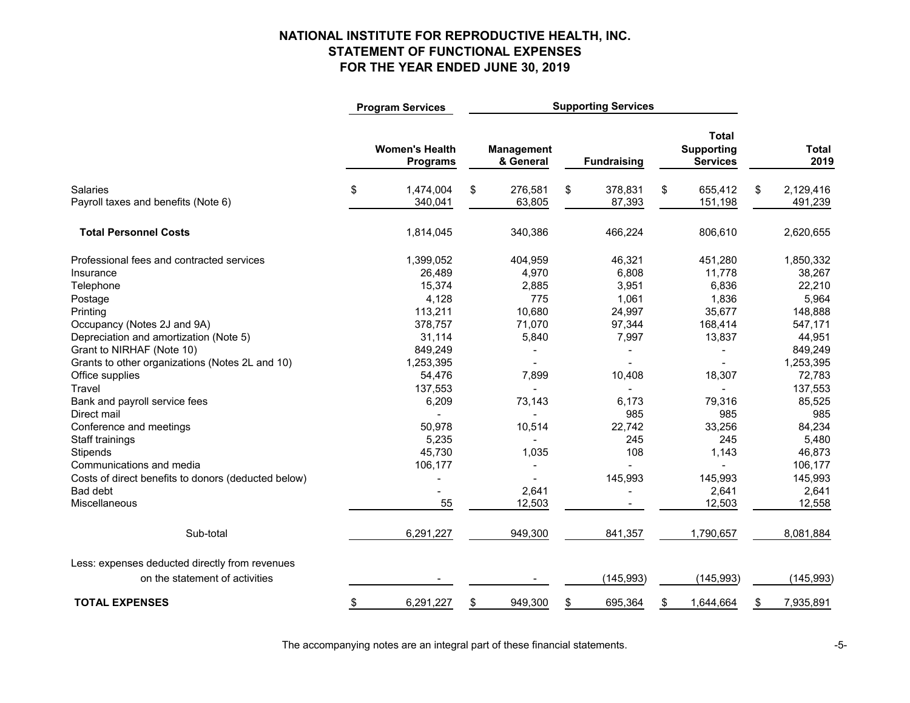# NATIONAL INSTITUTE FOR REPRODUCTIVE HEALTH, INC.
## STATEMENT OF FUNCTIONAL EXPENSES
### FOR THE YEAR ENDED JUNE 30, 2019

| | Program Services | Supporting Services | | | |
|---|---|---|---|---|---|
| | Women's Health Programs | Management & General | Fundraising | Total Supporting Services | Total 2019 |
| Salaries | $ 1,474,004 | $ 276,581 | $ 378,831 | $ 655,412 | $ 2,129,416 |
| Payroll taxes and benefits (Note 6) | 340,041 | 63,805 | 87,393 | 151,198 | 491,239 |
| **Total Personnel Costs** | 1,814,045 | 340,386 | 466,224 | 806,610 | 2,620,655 |
| Professional fees and contracted services | 1,399,052 | 404,959 | 46,321 | 451,280 | 1,850,332 |
| Insurance | 26,489 | 4,970 | 6,808 | 11,778 | 38,267 |
| Telephone | 15,374 | 2,885 | 3,951 | 6,836 | 22,210 |
| Postage | 4,128 | 775 | 1,061 | 1,836 | 5,964 |
| Printing | 113,211 | 10,680 | 24,997 | 35,677 | 148,888 |
| Occupancy (Notes 2J and 9A) | 378,757 | 71,070 | 97,344 | 168,414 | 547,171 |
| Depreciation and amortization (Note 5) | 31,114 | 5,840 | 7,997 | 13,837 | 44,951 |
| Grant to NIRHAF (Note 10) | 849,249 | - | - | - | 849,249 |
| Grants to other organizations (Notes 2L and 10) | 1,253,395 | - | - | - | 1,253,395 |
| Office supplies | 54,476 | 7,899 | 10,408 | 18,307 | 72,783 |
| Travel | 137,553 | - | - | - | 137,553 |
| Bank and payroll service fees | 6,209 | 73,143 | 6,173 | 79,316 | 85,525 |
| Direct mail | - | - | 985 | 985 | 985 |
| Conference and meetings | 50,978 | 10,514 | 22,742 | 33,256 | 84,234 |
| Staff trainings | 5,235 | - | 245 | 245 | 5,480 |
| Stipends | 45,730 | 1,035 | 108 | 1,143 | 46,873 |
| Communications and media | 106,177 | - | - | - | 106,177 |
| Costs of direct benefits to donors (deducted below) | - | - | 145,993 | 145,993 | 145,993 |
| Bad debt | - | 2,641 | - | 2,641 | 2,641 |
| Miscellaneous | 55 | 12,503 | - | 12,503 | 12,558 |
| Sub-total | 6,291,227 | 949,300 | 841,357 | 1,790,657 | 8,081,884 |
| Less: expenses deducted directly from revenues on the statement of activities | - | - | (145,993) | (145,993) | (145,993) |
| **TOTAL EXPENSES** | $ 6,291,227 | $ 949,300 | $ 695,364 | $ 1,644,664 | $ 7,935,891 |

The accompanying notes are an integral part of these financial statements.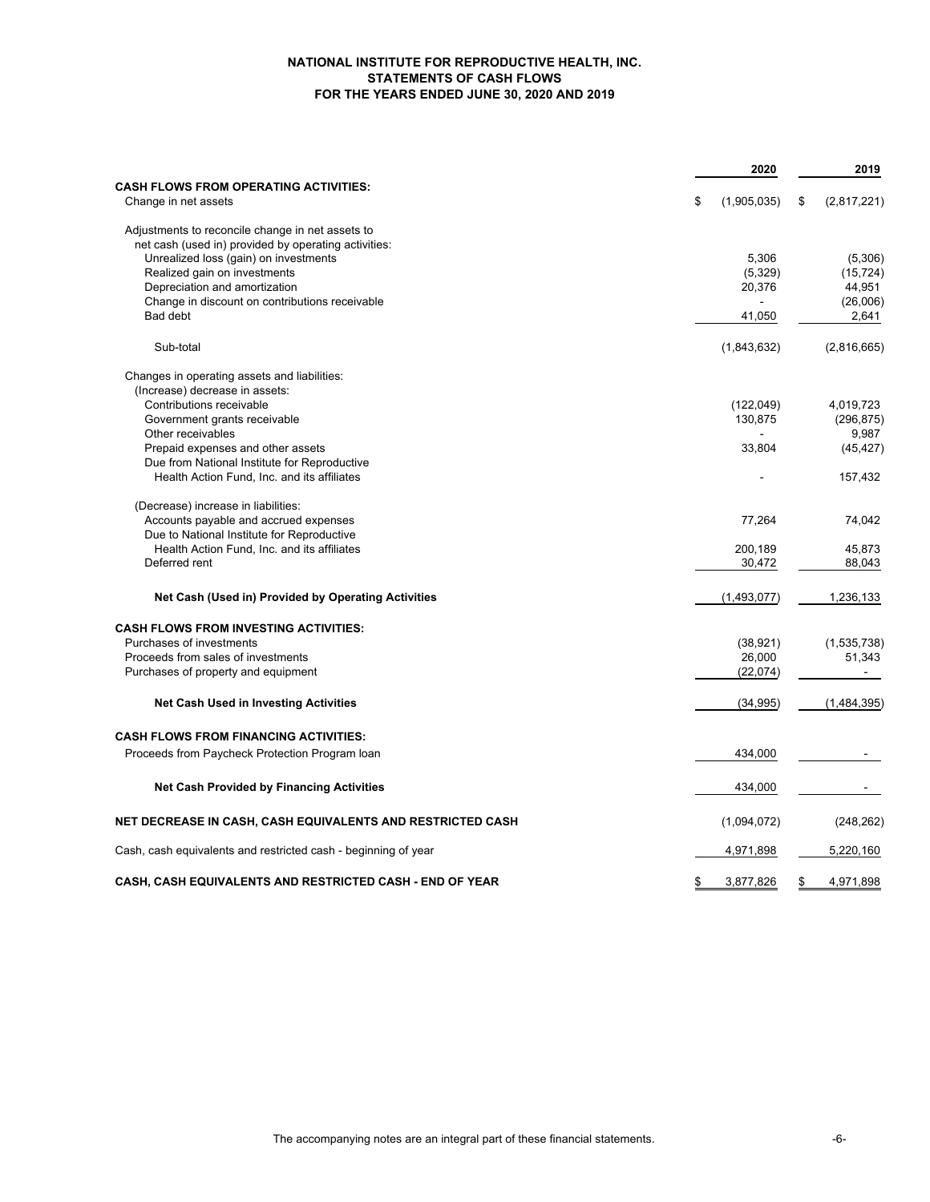**NATIONAL INSTITUTE FOR REPRODUCTIVE HEALTH, INC.**
**STATEMENTS OF CASH FLOWS**
**FOR THE YEARS ENDED JUNE 30, 2020 AND 2019**

| | 2020 | 2019 |
|---|---|---|
| **CASH FLOWS FROM OPERATING ACTIVITIES:** | | |
| Change in net assets | $ (1,905,035) | $ (2,817,221) |
| Adjustments to reconcile change in net assets to net cash (used in) provided by operating activities: | | |
| Unrealized loss (gain) on investments | 5,306 | (5,306) |
| Realized gain on investments | (5,329) | (15,724) |
| Depreciation and amortization | 20,376 | 44,951 |
| Change in discount on contributions receivable | - | (26,006) |
| Bad debt | 41,050 | 2,641 |
| Sub-total | (1,843,632) | (2,816,665) |
| Changes in operating assets and liabilities: | | |
| (Increase) decrease in assets: | | |
| Contributions receivable | (122,049) | 4,019,723 |
| Government grants receivable | 130,875 | (296,875) |
| Other receivables | - | 9,987 |
| Prepaid expenses and other assets | 33,804 | (45,427) |
| Due from National Institute for Reproductive Health Action Fund, Inc. and its affiliates | - | 157,432 |
| (Decrease) increase in liabilities: | | |
| Accounts payable and accrued expenses | 77,264 | 74,042 |
| Due to National Institute for Reproductive Health Action Fund, Inc. and its affiliates | 200,189 | 45,873 |
| Deferred rent | 30,472 | 88,043 |
| **Net Cash (Used in) Provided by Operating Activities** | (1,493,077) | 1,236,133 |
| **CASH FLOWS FROM INVESTING ACTIVITIES:** | | |
| Purchases of investments | (38,921) | (1,535,738) |
| Proceeds from sales of investments | 26,000 | 51,343 |
| Purchases of property and equipment | (22,074) | - |
| **Net Cash Used in Investing Activities** | (34,995) | (1,484,395) |
| **CASH FLOWS FROM FINANCING ACTIVITIES:** | | |
| Proceeds from Paycheck Protection Program loan | 434,000 | - |
| **Net Cash Provided by Financing Activities** | 434,000 | - |
| **NET DECREASE IN CASH, CASH EQUIVALENTS AND RESTRICTED CASH** | (1,094,072) | (248,262) |
| Cash, cash equivalents and restricted cash - beginning of year | 4,971,898 | 5,220,160 |
| **CASH, CASH EQUIVALENTS AND RESTRICTED CASH - END OF YEAR** | $ 3,877,826 | $ 4,971,898 |

The accompanying notes are an integral part of these financial statements.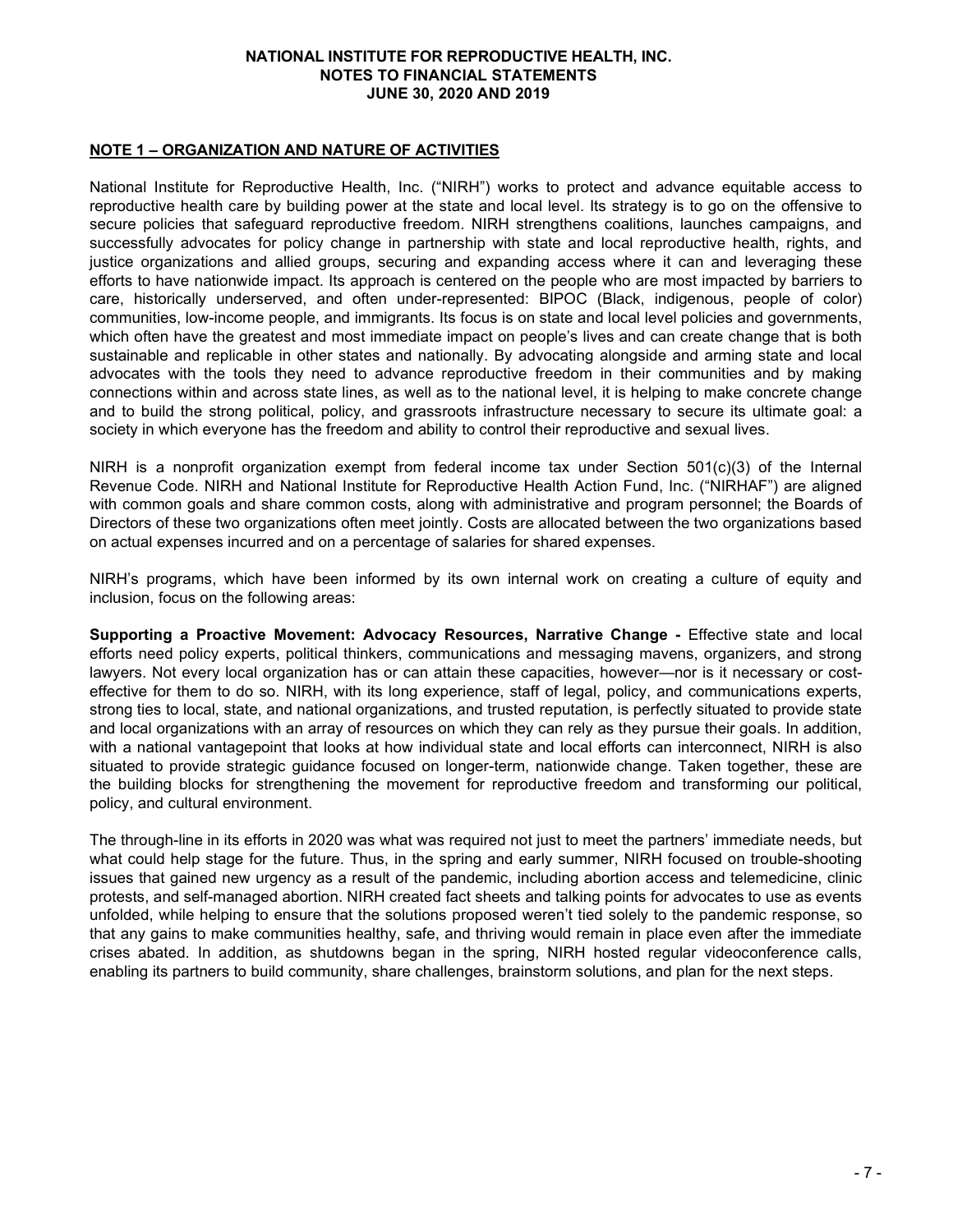**NATIONAL INSTITUTE FOR REPRODUCTIVE HEALTH, INC.**
**NOTES TO FINANCIAL STATEMENTS**
**JUNE 30, 2020 AND 2019**

## NOTE 1 – ORGANIZATION AND NATURE OF ACTIVITIES

National Institute for Reproductive Health, Inc. ("NIRH") works to protect and advance equitable access to reproductive health care by building power at the state and local level. Its strategy is to go on the offensive to secure policies that safeguard reproductive freedom. NIRH strengthens coalitions, launches campaigns, and successfully advocates for policy change in partnership with state and local reproductive health, rights, and justice organizations and allied groups, securing and expanding access where it can and leveraging these efforts to have nationwide impact. Its approach is centered on the people who are most impacted by barriers to care, historically underserved, and often under-represented: BIPOC (Black, indigenous, people of color) communities, low-income people, and immigrants. Its focus is on state and local level policies and governments, which often have the greatest and most immediate impact on people's lives and can create change that is both sustainable and replicable in other states and nationally. By advocating alongside and arming state and local advocates with the tools they need to advance reproductive freedom in their communities and by making connections within and across state lines, as well as to the national level, it is helping to make concrete change and to build the strong political, policy, and grassroots infrastructure necessary to secure its ultimate goal: a society in which everyone has the freedom and ability to control their reproductive and sexual lives.

NIRH is a nonprofit organization exempt from federal income tax under Section 501(c)(3) of the Internal Revenue Code. NIRH and National Institute for Reproductive Health Action Fund, Inc. ("NIRHAF") are aligned with common goals and share common costs, along with administrative and program personnel; the Boards of Directors of these two organizations often meet jointly. Costs are allocated between the two organizations based on actual expenses incurred and on a percentage of salaries for shared expenses.

NIRH's programs, which have been informed by its own internal work on creating a culture of equity and inclusion, focus on the following areas:

**Supporting a Proactive Movement: Advocacy Resources, Narrative Change -** Effective state and local efforts need policy experts, political thinkers, communications and messaging mavens, organizers, and strong lawyers. Not every local organization has or can attain these capacities, however—nor is it necessary or cost-effective for them to do so. NIRH, with its long experience, staff of legal, policy, and communications experts, strong ties to local, state, and national organizations, and trusted reputation, is perfectly situated to provide state and local organizations with an array of resources on which they can rely as they pursue their goals. In addition, with a national vantagepoint that looks at how individual state and local efforts can interconnect, NIRH is also situated to provide strategic guidance focused on longer-term, nationwide change. Taken together, these are the building blocks for strengthening the movement for reproductive freedom and transforming our political, policy, and cultural environment.

The through-line in its efforts in 2020 was what was required not just to meet the partners' immediate needs, but what could help stage for the future. Thus, in the spring and early summer, NIRH focused on trouble-shooting issues that gained new urgency as a result of the pandemic, including abortion access and telemedicine, clinic protests, and self-managed abortion. NIRH created fact sheets and talking points for advocates to use as events unfolded, while helping to ensure that the solutions proposed weren't tied solely to the pandemic response, so that any gains to make communities healthy, safe, and thriving would remain in place even after the immediate crises abated. In addition, as shutdowns began in the spring, NIRH hosted regular videoconference calls, enabling its partners to build community, share challenges, brainstorm solutions, and plan for the next steps.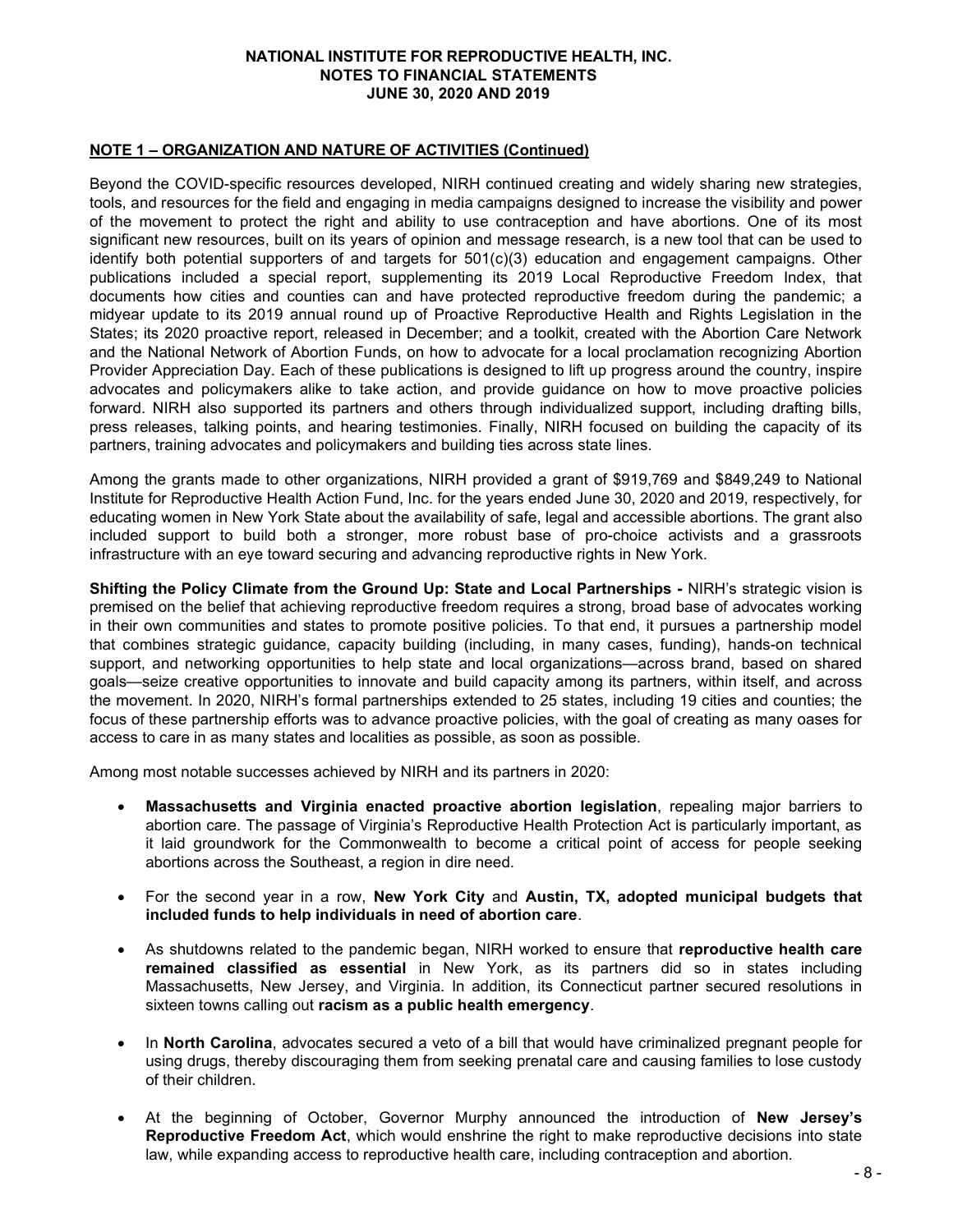## NOTE 1 – ORGANIZATION AND NATURE OF ACTIVITIES (Continued)

Beyond the COVID-specific resources developed, NIRH continued creating and widely sharing new strategies, tools, and resources for the field and engaging in media campaigns designed to increase the visibility and power of the movement to protect the right and ability to use contraception and have abortions. One of its most significant new resources, built on its years of opinion and message research, is a new tool that can be used to identify both potential supporters of and targets for 501(c)(3) education and engagement campaigns. Other publications included a special report, supplementing its 2019 Local Reproductive Freedom Index, that documents how cities and counties can and have protected reproductive freedom during the pandemic; a midyear update to its 2019 annual round up of Proactive Reproductive Health and Rights Legislation in the States; its 2020 proactive report, released in December; and a toolkit, created with the Abortion Care Network and the National Network of Abortion Funds, on how to advocate for a local proclamation recognizing Abortion Provider Appreciation Day. Each of these publications is designed to lift up progress around the country, inspire advocates and policymakers alike to take action, and provide guidance on how to move proactive policies forward. NIRH also supported its partners and others through individualized support, including drafting bills, press releases, talking points, and hearing testimonies. Finally, NIRH focused on building the capacity of its partners, training advocates and policymakers and building ties across state lines.

Among the grants made to other organizations, NIRH provided a grant of $919,769 and $849,249 to National Institute for Reproductive Health Action Fund, Inc. for the years ended June 30, 2020 and 2019, respectively, for educating women in New York State about the availability of safe, legal and accessible abortions. The grant also included support to build both a stronger, more robust base of pro-choice activists and a grassroots infrastructure with an eye toward securing and advancing reproductive rights in New York.

**Shifting the Policy Climate from the Ground Up: State and Local Partnerships -** NIRH's strategic vision is premised on the belief that achieving reproductive freedom requires a strong, broad base of advocates working in their own communities and states to promote positive policies. To that end, it pursues a partnership model that combines strategic guidance, capacity building (including, in many cases, funding), hands-on technical support, and networking opportunities to help state and local organizations—across brand, based on shared goals—seize creative opportunities to innovate and build capacity among its partners, within itself, and across the movement. In 2020, NIRH's formal partnerships extended to 25 states, including 19 cities and counties; the focus of these partnership efforts was to advance proactive policies, with the goal of creating as many oases for access to care in as many states and localities as possible, as soon as possible.

Among most notable successes achieved by NIRH and its partners in 2020:

- **Massachusetts and Virginia enacted proactive abortion legislation**, repealing major barriers to abortion care. The passage of Virginia's Reproductive Health Protection Act is particularly important, as it laid groundwork for the Commonwealth to become a critical point of access for people seeking abortions across the Southeast, a region in dire need.
- For the second year in a row, **New York City** and **Austin, TX, adopted municipal budgets that included funds to help individuals in need of abortion care**.
- As shutdowns related to the pandemic began, NIRH worked to ensure that **reproductive health care remained classified as essential** in New York, as its partners did so in states including Massachusetts, New Jersey, and Virginia. In addition, its Connecticut partner secured resolutions in sixteen towns calling out **racism as a public health emergency**.
- In **North Carolina**, advocates secured a veto of a bill that would have criminalized pregnant people for using drugs, thereby discouraging them from seeking prenatal care and causing families to lose custody of their children.
- At the beginning of October, Governor Murphy announced the introduction of **New Jersey's Reproductive Freedom Act**, which would enshrine the right to make reproductive decisions into state law, while expanding access to reproductive health care, including contraception and abortion.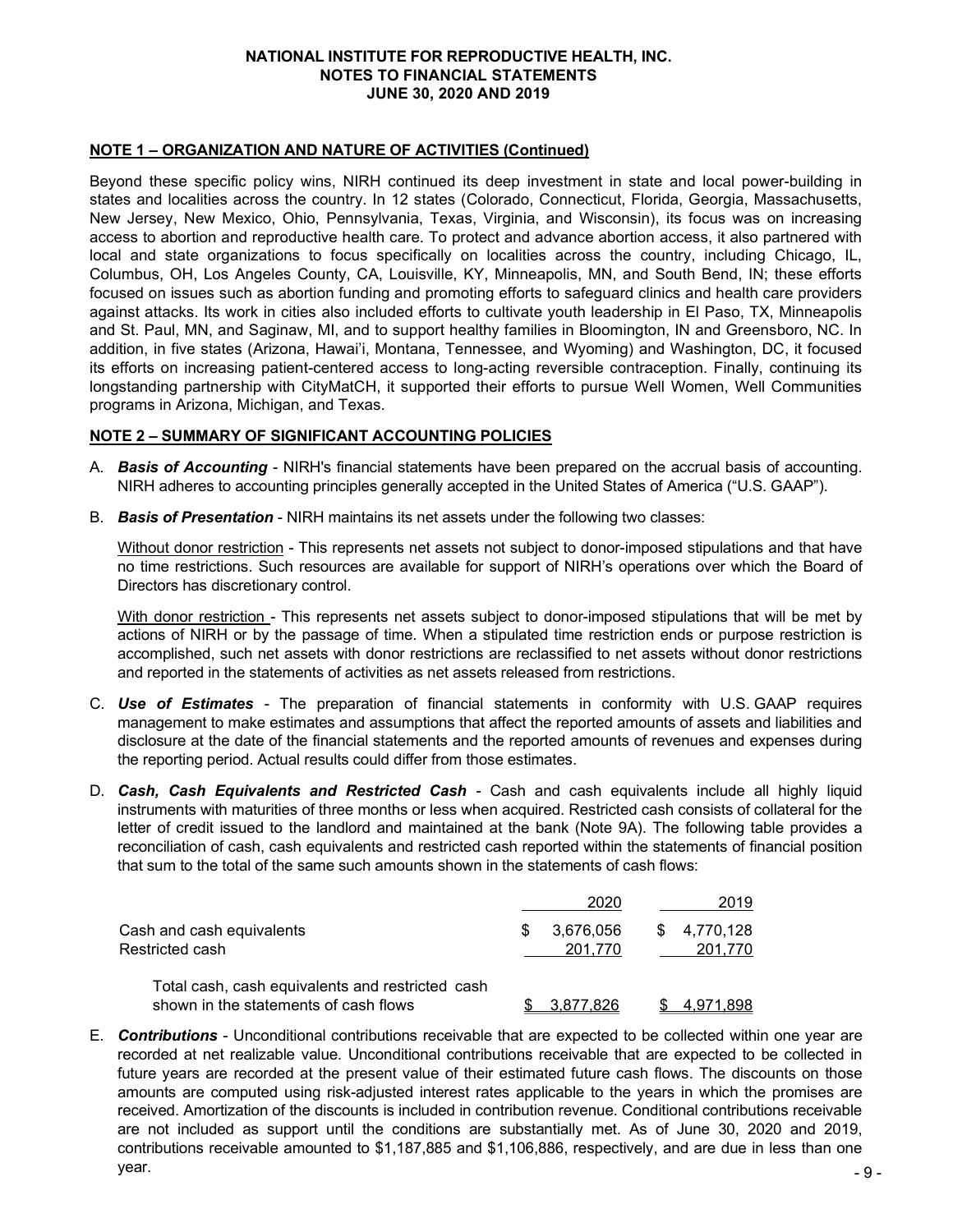## NOTE 1 – ORGANIZATION AND NATURE OF ACTIVITIES (Continued)

Beyond these specific policy wins, NIRH continued its deep investment in state and local power-building in states and localities across the country. In 12 states (Colorado, Connecticut, Florida, Georgia, Massachusetts, New Jersey, New Mexico, Ohio, Pennsylvania, Texas, Virginia, and Wisconsin), its focus was on increasing access to abortion and reproductive health care. To protect and advance abortion access, it also partnered with local and state organizations to focus specifically on localities across the country, including Chicago, IL, Columbus, OH, Los Angeles County, CA, Louisville, KY, Minneapolis, MN, and South Bend, IN; these efforts focused on issues such as abortion funding and promoting efforts to safeguard clinics and health care providers against attacks. Its work in cities also included efforts to cultivate youth leadership in El Paso, TX, Minneapolis and St. Paul, MN, and Saginaw, MI, and to support healthy families in Bloomington, IN and Greensboro, NC. In addition, in five states (Arizona, Hawai'i, Montana, Tennessee, and Wyoming) and Washington, DC, it focused its efforts on increasing patient-centered access to long-acting reversible contraception. Finally, continuing its longstanding partnership with CityMatCH, it supported their efforts to pursue Well Women, Well Communities programs in Arizona, Michigan, and Texas.

## NOTE 2 – SUMMARY OF SIGNIFICANT ACCOUNTING POLICIES

A. ***Basis of Accounting*** - NIRH's financial statements have been prepared on the accrual basis of accounting. NIRH adheres to accounting principles generally accepted in the United States of America ("U.S. GAAP").

B. ***Basis of Presentation*** - NIRH maintains its net assets under the following two classes:

   Without donor restriction - This represents net assets not subject to donor-imposed stipulations and that have no time restrictions. Such resources are available for support of NIRH's operations over which the Board of Directors has discretionary control.

   With donor restriction - This represents net assets subject to donor-imposed stipulations that will be met by actions of NIRH or by the passage of time. When a stipulated time restriction ends or purpose restriction is accomplished, such net assets with donor restrictions are reclassified to net assets without donor restrictions and reported in the statements of activities as net assets released from restrictions.

C. ***Use of Estimates*** - The preparation of financial statements in conformity with U.S. GAAP requires management to make estimates and assumptions that affect the reported amounts of assets and liabilities and disclosure at the date of the financial statements and the reported amounts of revenues and expenses during the reporting period. Actual results could differ from those estimates.

D. ***Cash, Cash Equivalents and Restricted Cash*** - Cash and cash equivalents include all highly liquid instruments with maturities of three months or less when acquired. Restricted cash consists of collateral for the letter of credit issued to the landlord and maintained at the bank (Note 9A). The following table provides a reconciliation of cash, cash equivalents and restricted cash reported within the statements of financial position that sum to the total of the same such amounts shown in the statements of cash flows:

| | 2020 | 2019 |
|---|---|---|
| Cash and cash equivalents | $ 3,676,056 | $ 4,770,128 |
| Restricted cash | 201,770 | 201,770 |
| Total cash, cash equivalents and restricted cash shown in the statements of cash flows | $ 3,877,826 | $ 4,971,898 |

E. ***Contributions*** - Unconditional contributions receivable that are expected to be collected within one year are recorded at net realizable value. Unconditional contributions receivable that are expected to be collected in future years are recorded at the present value of their estimated future cash flows. The discounts on those amounts are computed using risk-adjusted interest rates applicable to the years in which the promises are received. Amortization of the discounts is included in contribution revenue. Conditional contributions receivable are not included as support until the conditions are substantially met. As of June 30, 2020 and 2019, contributions receivable amounted to $1,187,885 and $1,106,886, respectively, and are due in less than one year.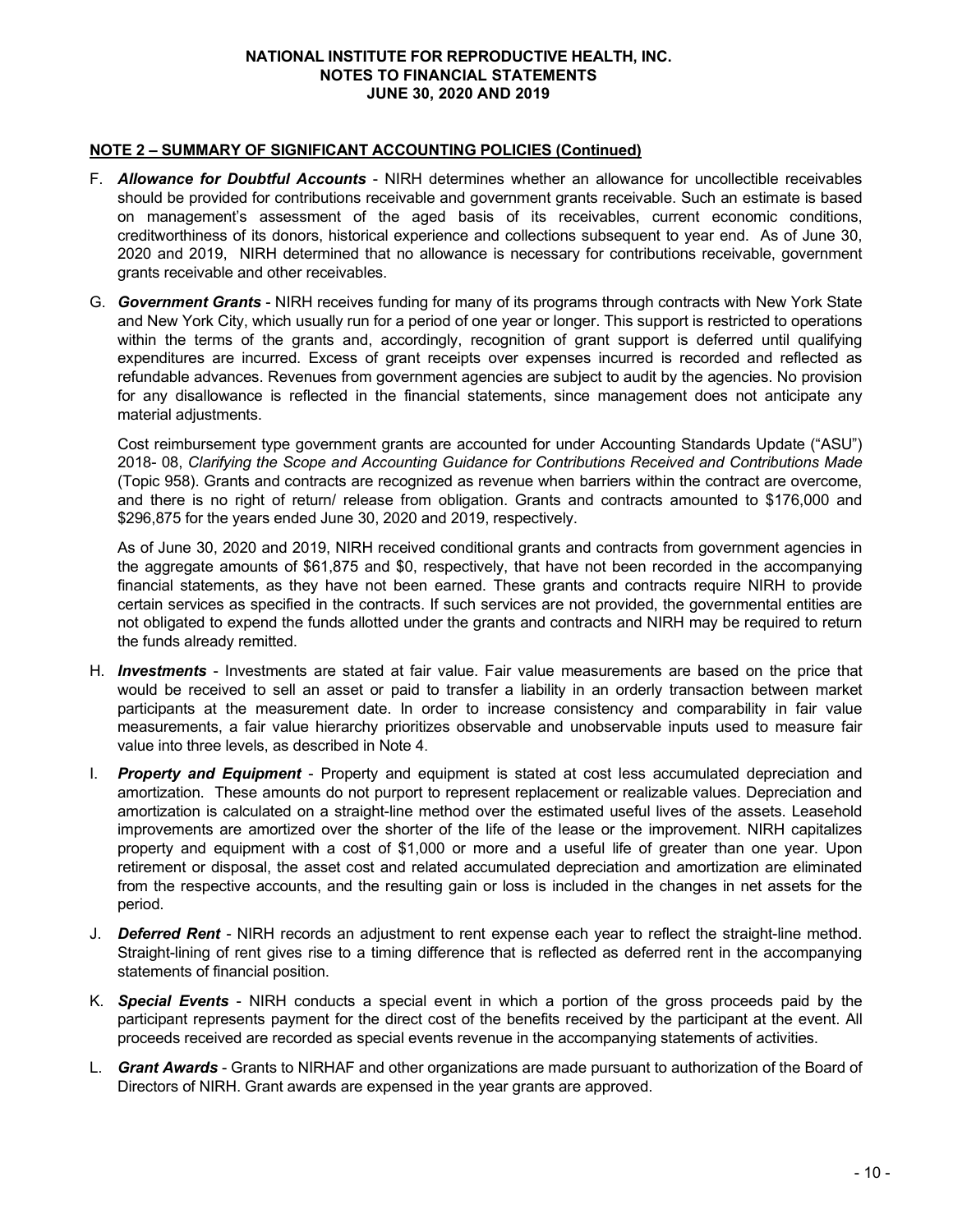## NOTE 2 – SUMMARY OF SIGNIFICANT ACCOUNTING POLICIES (Continued)

F. ***Allowance for Doubtful Accounts*** - NIRH determines whether an allowance for uncollectible receivables should be provided for contributions receivable and government grants receivable. Such an estimate is based on management's assessment of the aged basis of its receivables, current economic conditions, creditworthiness of its donors, historical experience and collections subsequent to year end. As of June 30, 2020 and 2019, NIRH determined that no allowance is necessary for contributions receivable, government grants receivable and other receivables.

G. ***Government Grants*** - NIRH receives funding for many of its programs through contracts with New York State and New York City, which usually run for a period of one year or longer. This support is restricted to operations within the terms of the grants and, accordingly, recognition of grant support is deferred until qualifying expenditures are incurred. Excess of grant receipts over expenses incurred is recorded and reflected as refundable advances. Revenues from government agencies are subject to audit by the agencies. No provision for any disallowance is reflected in the financial statements, since management does not anticipate any material adjustments.

   Cost reimbursement type government grants are accounted for under Accounting Standards Update ("ASU") 2018- 08, *Clarifying the Scope and Accounting Guidance for Contributions Received and Contributions Made* (Topic 958). Grants and contracts are recognized as revenue when barriers within the contract are overcome, and there is no right of return/ release from obligation. Grants and contracts amounted to $176,000 and $296,875 for the years ended June 30, 2020 and 2019, respectively.

   As of June 30, 2020 and 2019, NIRH received conditional grants and contracts from government agencies in the aggregate amounts of $61,875 and $0, respectively, that have not been recorded in the accompanying financial statements, as they have not been earned. These grants and contracts require NIRH to provide certain services as specified in the contracts. If such services are not provided, the governmental entities are not obligated to expend the funds allotted under the grants and contracts and NIRH may be required to return the funds already remitted.

H. ***Investments*** - Investments are stated at fair value. Fair value measurements are based on the price that would be received to sell an asset or paid to transfer a liability in an orderly transaction between market participants at the measurement date. In order to increase consistency and comparability in fair value measurements, a fair value hierarchy prioritizes observable and unobservable inputs used to measure fair value into three levels, as described in Note 4.

I. ***Property and Equipment*** - Property and equipment is stated at cost less accumulated depreciation and amortization. These amounts do not purport to represent replacement or realizable values. Depreciation and amortization is calculated on a straight-line method over the estimated useful lives of the assets. Leasehold improvements are amortized over the shorter of the life of the lease or the improvement. NIRH capitalizes property and equipment with a cost of $1,000 or more and a useful life of greater than one year. Upon retirement or disposal, the asset cost and related accumulated depreciation and amortization are eliminated from the respective accounts, and the resulting gain or loss is included in the changes in net assets for the period.

J. ***Deferred Rent*** - NIRH records an adjustment to rent expense each year to reflect the straight-line method. Straight-lining of rent gives rise to a timing difference that is reflected as deferred rent in the accompanying statements of financial position.

K. ***Special Events*** - NIRH conducts a special event in which a portion of the gross proceeds paid by the participant represents payment for the direct cost of the benefits received by the participant at the event. All proceeds received are recorded as special events revenue in the accompanying statements of activities.

L. ***Grant Awards*** - Grants to NIRHAF and other organizations are made pursuant to authorization of the Board of Directors of NIRH. Grant awards are expensed in the year grants are approved.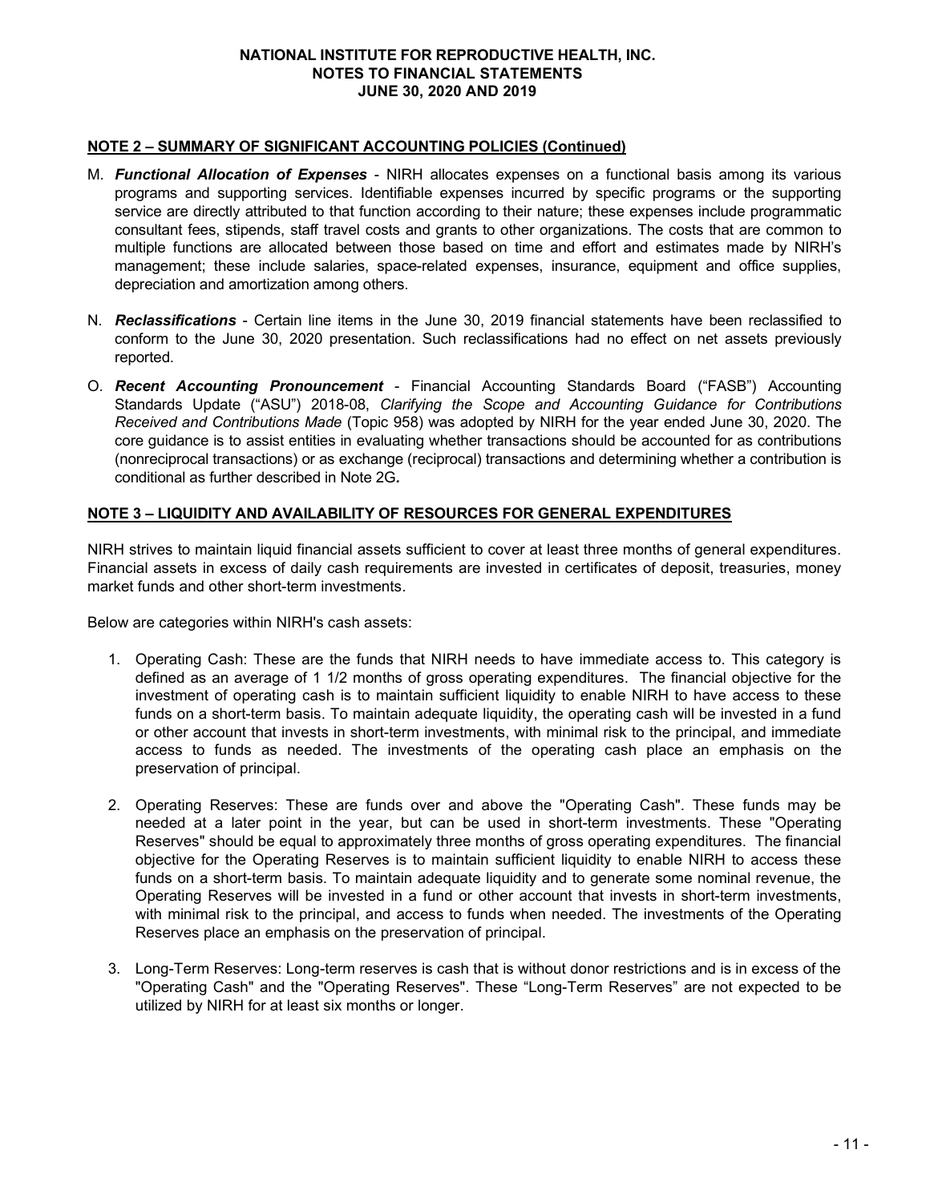## NOTE 2 – SUMMARY OF SIGNIFICANT ACCOUNTING POLICIES (Continued)

M. ***Functional Allocation of Expenses*** - NIRH allocates expenses on a functional basis among its various programs and supporting services. Identifiable expenses incurred by specific programs or the supporting service are directly attributed to that function according to their nature; these expenses include programmatic consultant fees, stipends, staff travel costs and grants to other organizations. The costs that are common to multiple functions are allocated between those based on time and effort and estimates made by NIRH's management; these include salaries, space-related expenses, insurance, equipment and office supplies, depreciation and amortization among others.

N. ***Reclassifications*** - Certain line items in the June 30, 2019 financial statements have been reclassified to conform to the June 30, 2020 presentation. Such reclassifications had no effect on net assets previously reported.

O. ***Recent Accounting Pronouncement*** - Financial Accounting Standards Board ("FASB") Accounting Standards Update ("ASU") 2018-08, *Clarifying the Scope and Accounting Guidance for Contributions Received and Contributions Made* (Topic 958) was adopted by NIRH for the year ended June 30, 2020. The core guidance is to assist entities in evaluating whether transactions should be accounted for as contributions (nonreciprocal transactions) or as exchange (reciprocal) transactions and determining whether a contribution is conditional as further described in Note 2G**.**

## NOTE 3 – LIQUIDITY AND AVAILABILITY OF RESOURCES FOR GENERAL EXPENDITURES

NIRH strives to maintain liquid financial assets sufficient to cover at least three months of general expenditures. Financial assets in excess of daily cash requirements are invested in certificates of deposit, treasuries, money market funds and other short-term investments.

Below are categories within NIRH's cash assets:

1. Operating Cash: These are the funds that NIRH needs to have immediate access to. This category is defined as an average of 1 1/2 months of gross operating expenditures. The financial objective for the investment of operating cash is to maintain sufficient liquidity to enable NIRH to have access to these funds on a short-term basis. To maintain adequate liquidity, the operating cash will be invested in a fund or other account that invests in short-term investments, with minimal risk to the principal, and immediate access to funds as needed. The investments of the operating cash place an emphasis on the preservation of principal.

2. Operating Reserves: These are funds over and above the "Operating Cash". These funds may be needed at a later point in the year, but can be used in short-term investments. These "Operating Reserves" should be equal to approximately three months of gross operating expenditures. The financial objective for the Operating Reserves is to maintain sufficient liquidity to enable NIRH to access these funds on a short-term basis. To maintain adequate liquidity and to generate some nominal revenue, the Operating Reserves will be invested in a fund or other account that invests in short-term investments, with minimal risk to the principal, and access to funds when needed. The investments of the Operating Reserves place an emphasis on the preservation of principal.

3. Long-Term Reserves: Long-term reserves is cash that is without donor restrictions and is in excess of the "Operating Cash" and the "Operating Reserves". These "Long-Term Reserves" are not expected to be utilized by NIRH for at least six months or longer.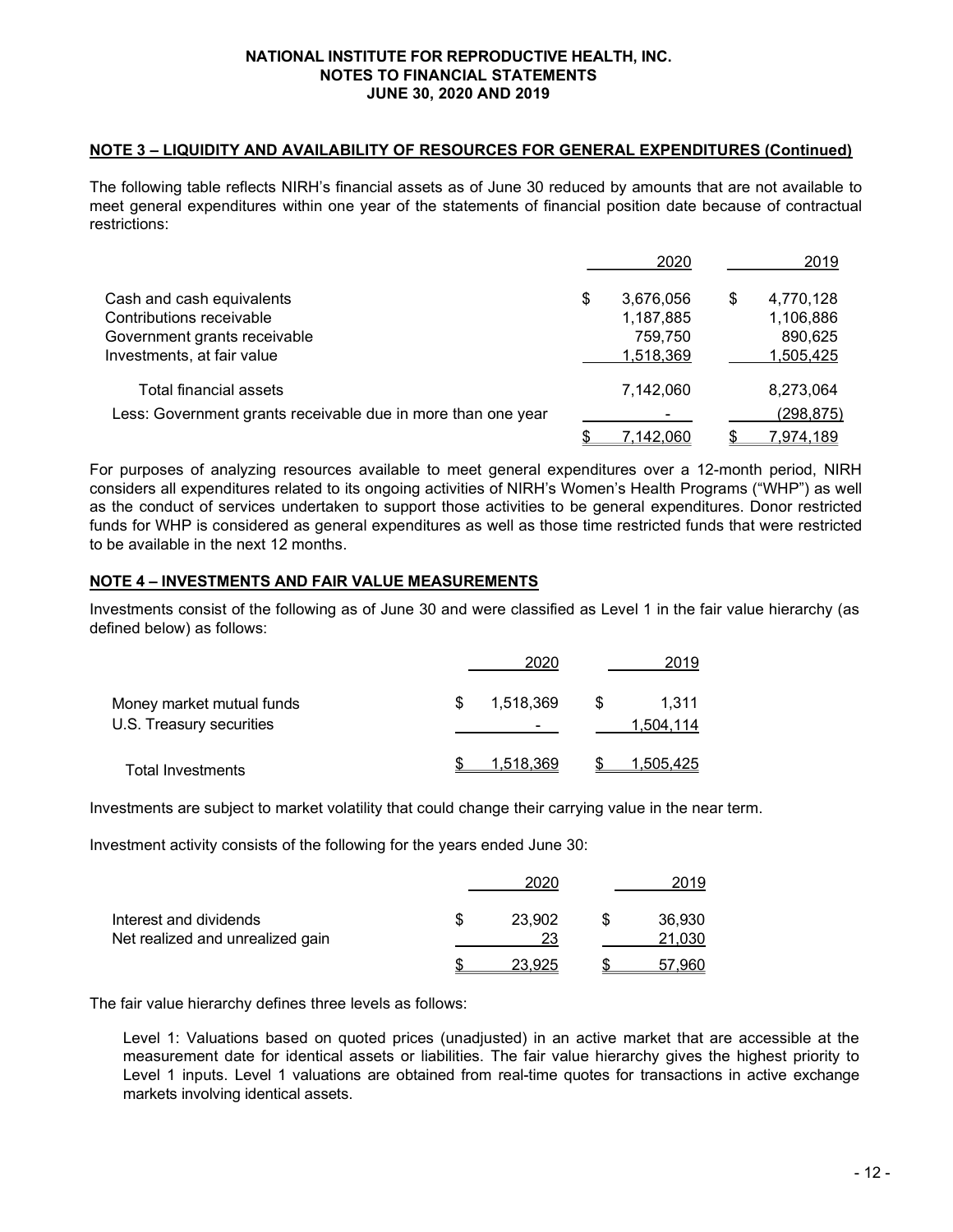**NATIONAL INSTITUTE FOR REPRODUCTIVE HEALTH, INC.**
**NOTES TO FINANCIAL STATEMENTS**
**JUNE 30, 2020 AND 2019**

## NOTE 3 – LIQUIDITY AND AVAILABILITY OF RESOURCES FOR GENERAL EXPENDITURES (Continued)

The following table reflects NIRH's financial assets as of June 30 reduced by amounts that are not available to meet general expenditures within one year of the statements of financial position date because of contractual restrictions:

| | 2020 | 2019 |
|---|---|---|
| Cash and cash equivalents | $ 3,676,056 | $ 4,770,128 |
| Contributions receivable | 1,187,885 | 1,106,886 |
| Government grants receivable | 759,750 | 890,625 |
| Investments, at fair value | 1,518,369 | 1,505,425 |
| Total financial assets | 7,142,060 | 8,273,064 |
| Less: Government grants receivable due in more than one year | - | (298,875) |
| | $ 7,142,060 | $ 7,974,189 |

For purposes of analyzing resources available to meet general expenditures over a 12-month period, NIRH considers all expenditures related to its ongoing activities of NIRH's Women's Health Programs ("WHP") as well as the conduct of services undertaken to support those activities to be general expenditures. Donor restricted funds for WHP is considered as general expenditures as well as those time restricted funds that were restricted to be available in the next 12 months.

## NOTE 4 – INVESTMENTS AND FAIR VALUE MEASUREMENTS

Investments consist of the following as of June 30 and were classified as Level 1 in the fair value hierarchy (as defined below) as follows:

| | 2020 | 2019 |
|---|---|---|
| Money market mutual funds | $ 1,518,369 | $ 1,311 |
| U.S. Treasury securities | - | 1,504,114 |
| Total Investments | $ 1,518,369 | $ 1,505,425 |

Investments are subject to market volatility that could change their carrying value in the near term.

Investment activity consists of the following for the years ended June 30:

| | 2020 | 2019 |
|---|---|---|
| Interest and dividends | $ 23,902 | $ 36,930 |
| Net realized and unrealized gain | 23 | 21,030 |
| | $ 23,925 | $ 57,960 |

The fair value hierarchy defines three levels as follows:

Level 1: Valuations based on quoted prices (unadjusted) in an active market that are accessible at the measurement date for identical assets or liabilities. The fair value hierarchy gives the highest priority to Level 1 inputs. Level 1 valuations are obtained from real-time quotes for transactions in active exchange markets involving identical assets.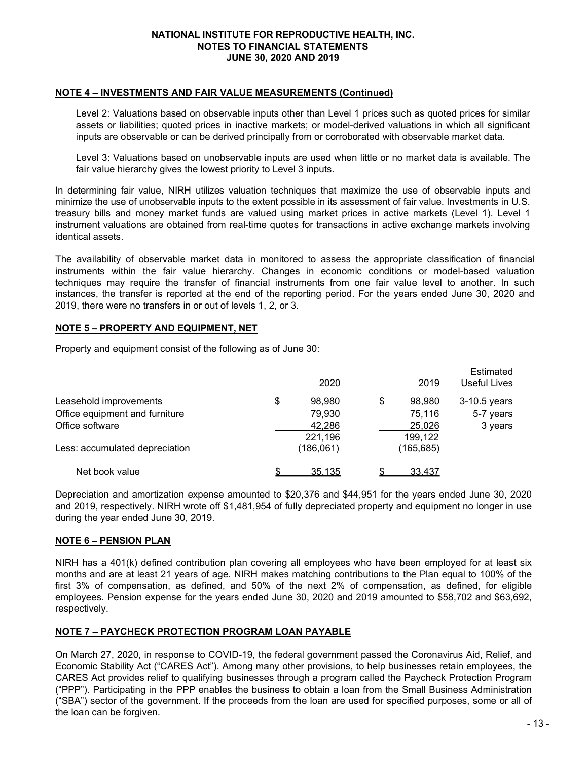## NOTE 4 – INVESTMENTS AND FAIR VALUE MEASUREMENTS (Continued)

Level 2: Valuations based on observable inputs other than Level 1 prices such as quoted prices for similar assets or liabilities; quoted prices in inactive markets; or model-derived valuations in which all significant inputs are observable or can be derived principally from or corroborated with observable market data.

Level 3: Valuations based on unobservable inputs are used when little or no market data is available. The fair value hierarchy gives the lowest priority to Level 3 inputs.

In determining fair value, NIRH utilizes valuation techniques that maximize the use of observable inputs and minimize the use of unobservable inputs to the extent possible in its assessment of fair value. Investments in U.S. treasury bills and money market funds are valued using market prices in active markets (Level 1). Level 1 instrument valuations are obtained from real-time quotes for transactions in active exchange markets involving identical assets.

The availability of observable market data in monitored to assess the appropriate classification of financial instruments within the fair value hierarchy. Changes in economic conditions or model-based valuation techniques may require the transfer of financial instruments from one fair value level to another. In such instances, the transfer is reported at the end of the reporting period. For the years ended June 30, 2020 and 2019, there were no transfers in or out of levels 1, 2, or 3.

## NOTE 5 – PROPERTY AND EQUIPMENT, NET

Property and equipment consist of the following as of June 30:

| | 2020 | 2019 | Estimated Useful Lives |
|---|---|---|---|
| Leasehold improvements | $ 98,980 | $ 98,980 | 3-10.5 years |
| Office equipment and furniture | 79,930 | 75,116 | 5-7 years |
| Office software | 42,286 | 25,026 | 3 years |
| | 221,196 | 199,122 | |
| Less: accumulated depreciation | (186,061) | (165,685) | |
| Net book value | $ 35,135 | $ 33,437 | |

Depreciation and amortization expense amounted to $20,376 and $44,951 for the years ended June 30, 2020 and 2019, respectively. NIRH wrote off $1,481,954 of fully depreciated property and equipment no longer in use during the year ended June 30, 2019.

## NOTE 6 – PENSION PLAN

NIRH has a 401(k) defined contribution plan covering all employees who have been employed for at least six months and are at least 21 years of age. NIRH makes matching contributions to the Plan equal to 100% of the first 3% of compensation, as defined, and 50% of the next 2% of compensation, as defined, for eligible employees. Pension expense for the years ended June 30, 2020 and 2019 amounted to $58,702 and $63,692, respectively.

## NOTE 7 – PAYCHECK PROTECTION PROGRAM LOAN PAYABLE

On March 27, 2020, in response to COVID-19, the federal government passed the Coronavirus Aid, Relief, and Economic Stability Act ("CARES Act"). Among many other provisions, to help businesses retain employees, the CARES Act provides relief to qualifying businesses through a program called the Paycheck Protection Program ("PPP"). Participating in the PPP enables the business to obtain a loan from the Small Business Administration ("SBA") sector of the government. If the proceeds from the loan are used for specified purposes, some or all of the loan can be forgiven.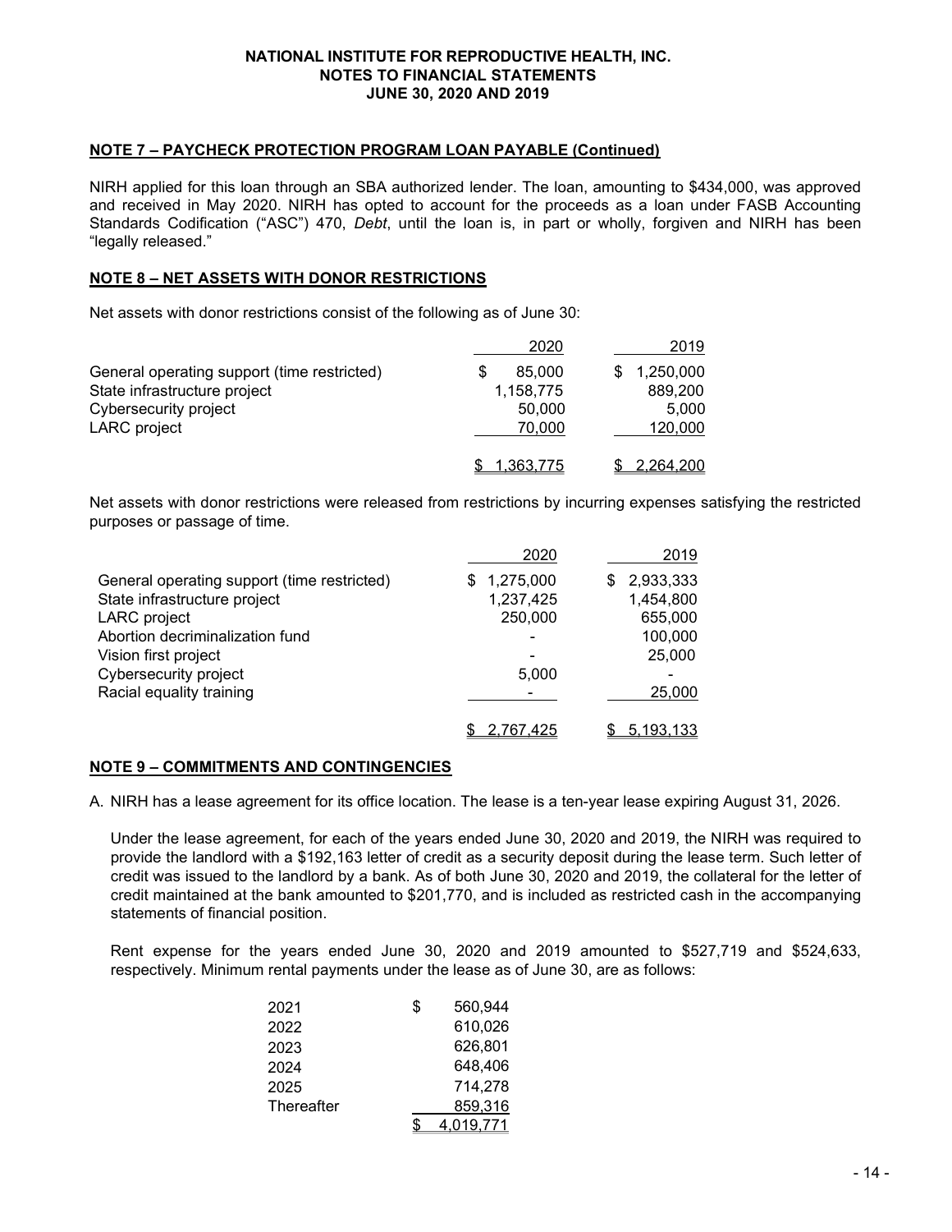## NOTE 7 – PAYCHECK PROTECTION PROGRAM LOAN PAYABLE (Continued)

NIRH applied for this loan through an SBA authorized lender. The loan, amounting to $434,000, was approved and received in May 2020. NIRH has opted to account for the proceeds as a loan under FASB Accounting Standards Codification ("ASC") 470, *Debt*, until the loan is, in part or wholly, forgiven and NIRH has been "legally released."

## NOTE 8 – NET ASSETS WITH DONOR RESTRICTIONS

Net assets with donor restrictions consist of the following as of June 30:

| | 2020 | 2019 |
|---|---|---|
| General operating support (time restricted) | $ 85,000 | $ 1,250,000 |
| State infrastructure project | 1,158,775 | 889,200 |
| Cybersecurity project | 50,000 | 5,000 |
| LARC project | 70,000 | 120,000 |
| | $ 1,363,775 | $ 2,264,200 |

Net assets with donor restrictions were released from restrictions by incurring expenses satisfying the restricted purposes or passage of time.

| | 2020 | 2019 |
|---|---|---|
| General operating support (time restricted) | $ 1,275,000 | $ 2,933,333 |
| State infrastructure project | 1,237,425 | 1,454,800 |
| LARC project | 250,000 | 655,000 |
| Abortion decriminalization fund | - | 100,000 |
| Vision first project | - | 25,000 |
| Cybersecurity project | 5,000 | - |
| Racial equality training | - | 25,000 |
| | $ 2,767,425 | $ 5,193,133 |

## NOTE 9 – COMMITMENTS AND CONTINGENCIES

A. NIRH has a lease agreement for its office location. The lease is a ten-year lease expiring August 31, 2026.

Under the lease agreement, for each of the years ended June 30, 2020 and 2019, the NIRH was required to provide the landlord with a $192,163 letter of credit as a security deposit during the lease term. Such letter of credit was issued to the landlord by a bank. As of both June 30, 2020 and 2019, the collateral for the letter of credit maintained at the bank amounted to $201,770, and is included as restricted cash in the accompanying statements of financial position.

Rent expense for the years ended June 30, 2020 and 2019 amounted to $527,719 and $524,633, respectively. Minimum rental payments under the lease as of June 30, are as follows:

| | |
|---|---|
| 2021 | $ 560,944 |
| 2022 | 610,026 |
| 2023 | 626,801 |
| 2024 | 648,406 |
| 2025 | 714,278 |
| Thereafter | 859,316 |
| | $ 4,019,771 |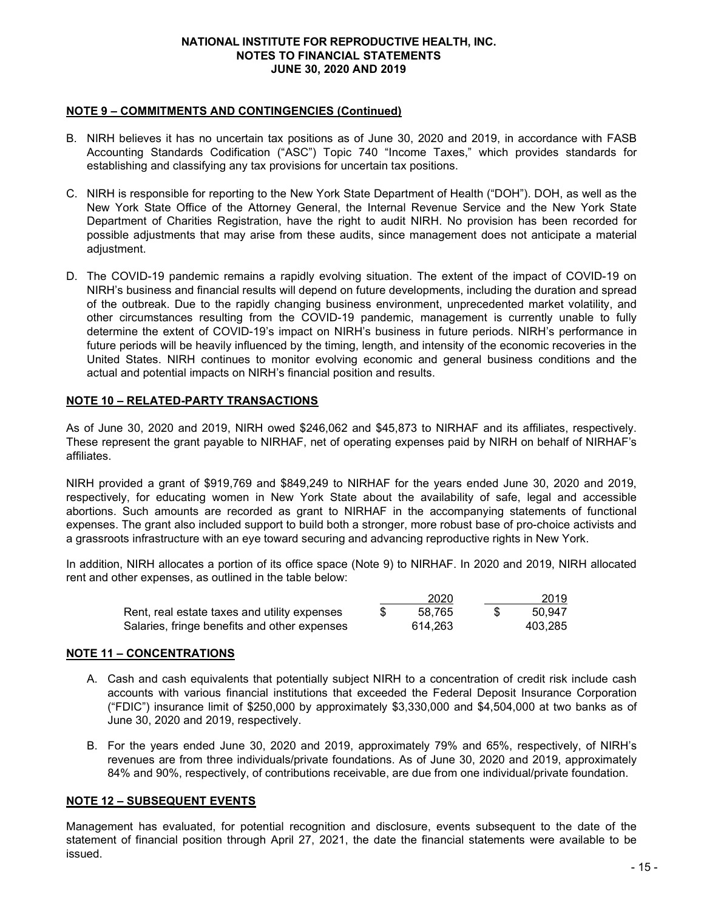**NATIONAL INSTITUTE FOR REPRODUCTIVE HEALTH, INC.**
**NOTES TO FINANCIAL STATEMENTS**
**JUNE 30, 2020 AND 2019**

## NOTE 9 – COMMITMENTS AND CONTINGENCIES (Continued)

B. NIRH believes it has no uncertain tax positions as of June 30, 2020 and 2019, in accordance with FASB Accounting Standards Codification ("ASC") Topic 740 "Income Taxes," which provides standards for establishing and classifying any tax provisions for uncertain tax positions.

C. NIRH is responsible for reporting to the New York State Department of Health ("DOH"). DOH, as well as the New York State Office of the Attorney General, the Internal Revenue Service and the New York State Department of Charities Registration, have the right to audit NIRH. No provision has been recorded for possible adjustments that may arise from these audits, since management does not anticipate a material adjustment.

D. The COVID-19 pandemic remains a rapidly evolving situation. The extent of the impact of COVID-19 on NIRH's business and financial results will depend on future developments, including the duration and spread of the outbreak. Due to the rapidly changing business environment, unprecedented market volatility, and other circumstances resulting from the COVID-19 pandemic, management is currently unable to fully determine the extent of COVID-19's impact on NIRH's business in future periods. NIRH's performance in future periods will be heavily influenced by the timing, length, and intensity of the economic recoveries in the United States. NIRH continues to monitor evolving economic and general business conditions and the actual and potential impacts on NIRH's financial position and results.

## NOTE 10 – RELATED-PARTY TRANSACTIONS

As of June 30, 2020 and 2019, NIRH owed $246,062 and $45,873 to NIRHAF and its affiliates, respectively. These represent the grant payable to NIRHAF, net of operating expenses paid by NIRH on behalf of NIRHAF's affiliates.

NIRH provided a grant of $919,769 and $849,249 to NIRHAF for the years ended June 30, 2020 and 2019, respectively, for educating women in New York State about the availability of safe, legal and accessible abortions. Such amounts are recorded as grant to NIRHAF in the accompanying statements of functional expenses. The grant also included support to build both a stronger, more robust base of pro-choice activists and a grassroots infrastructure with an eye toward securing and advancing reproductive rights in New York.

In addition, NIRH allocates a portion of its office space (Note 9) to NIRHAF. In 2020 and 2019, NIRH allocated rent and other expenses, as outlined in the table below:

| | 2020 | 2019 |
|---|---|---|
| Rent, real estate taxes and utility expenses | $ 58,765 | $ 50,947 |
| Salaries, fringe benefits and other expenses | 614,263 | 403,285 |

## NOTE 11 – CONCENTRATIONS

A. Cash and cash equivalents that potentially subject NIRH to a concentration of credit risk include cash accounts with various financial institutions that exceeded the Federal Deposit Insurance Corporation ("FDIC") insurance limit of $250,000 by approximately $3,330,000 and $4,504,000 at two banks as of June 30, 2020 and 2019, respectively.

B. For the years ended June 30, 2020 and 2019, approximately 79% and 65%, respectively, of NIRH's revenues are from three individuals/private foundations. As of June 30, 2020 and 2019, approximately 84% and 90%, respectively, of contributions receivable, are due from one individual/private foundation.

## NOTE 12 – SUBSEQUENT EVENTS

Management has evaluated, for potential recognition and disclosure, events subsequent to the date of the statement of financial position through April 27, 2021, the date the financial statements were available to be issued.